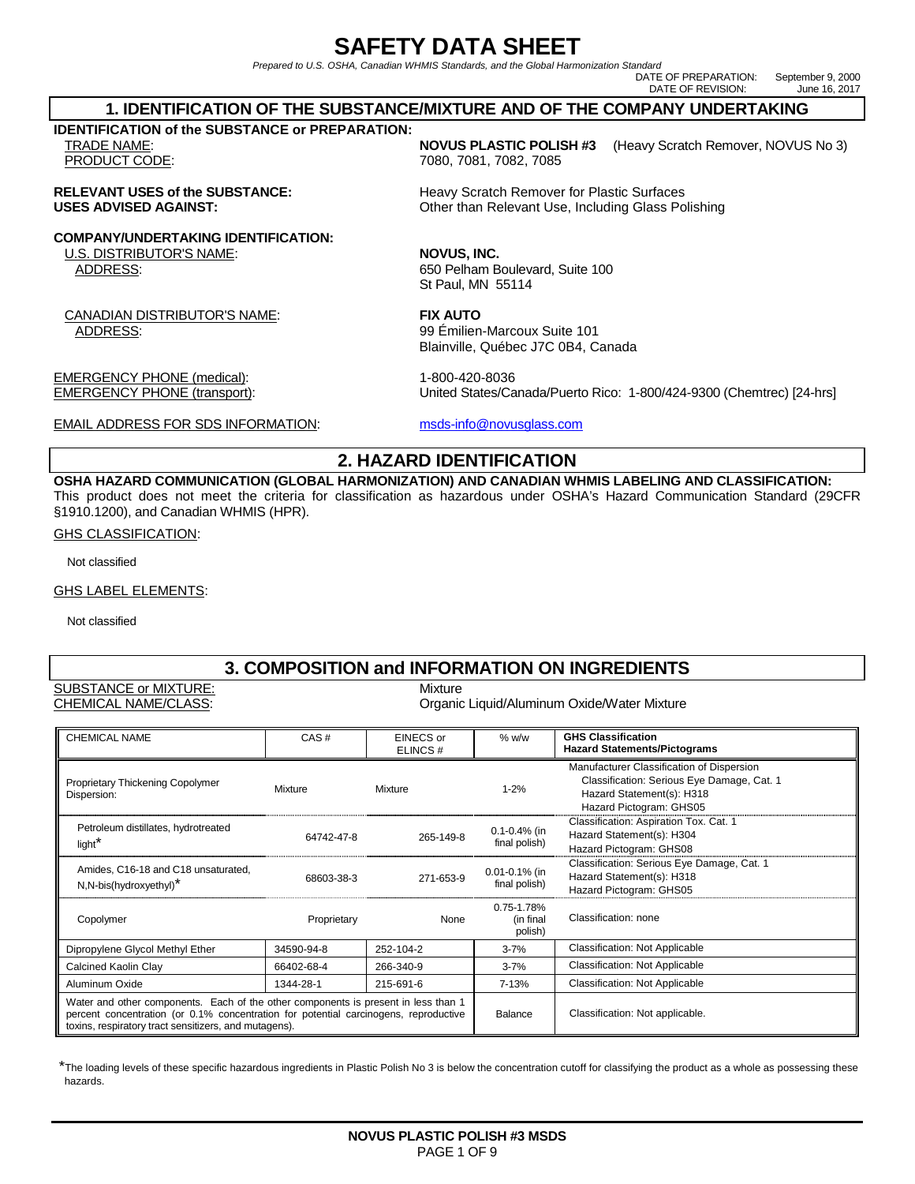# SAFETY DATA SHEET

*Prepared to U.S. OSHA, Canadian WHMIS Standards, and the Global Harmonization Standard*

DATE OF PREPARATION: September 9, 2000
DATE OF REVISION: June 16, 2017

## 1. IDENTIFICATION OF THE SUBSTANCE/MIXTURE AND OF THE COMPANY UNDERTAKING

**IDENTIFICATION of the SUBSTANCE or PREPARATION:**

TRADE NAME: **NOVUS PLASTIC POLISH #3** (Heavy Scratch Remover, NOVUS No 3)
PRODUCT CODE: 7080, 7081, 7082, 7085

**RELEVANT USES of the SUBSTANCE:** Heavy Scratch Remover for Plastic Surfaces
**USES ADVISED AGAINST:** Other than Relevant Use, Including Glass Polishing

**COMPANY/UNDERTAKING IDENTIFICATION:**

U.S. DISTRIBUTOR'S NAME: **NOVUS, INC.**
ADDRESS: 650 Pelham Boulevard, Suite 100
St Paul, MN 55114

CANADIAN DISTRIBUTOR'S NAME: **FIX AUTO**
ADDRESS: 99 Émilien-Marcoux Suite 101
Blainville, Québec J7C 0B4, Canada

EMERGENCY PHONE (medical): 1-800-420-8036
EMERGENCY PHONE (transport): United States/Canada/Puerto Rico: 1-800/424-9300 (Chemtrec) [24-hrs]

EMAIL ADDRESS FOR SDS INFORMATION: msds-info@novusglass.com

## 2. HAZARD IDENTIFICATION

**OSHA HAZARD COMMUNICATION (GLOBAL HARMONIZATION) AND CANADIAN WHMIS LABELING AND CLASSIFICATION:**
This product does not meet the criteria for classification as hazardous under OSHA's Hazard Communication Standard (29CFR §1910.1200), and Canadian WHMIS (HPR).

GHS CLASSIFICATION:

Not classified

GHS LABEL ELEMENTS:

Not classified

## 3. COMPOSITION and INFORMATION ON INGREDIENTS

SUBSTANCE or MIXTURE: Mixture
CHEMICAL NAME/CLASS: Organic Liquid/Aluminum Oxide/Water Mixture

| CHEMICAL NAME | CAS # | EINECS or ELINCS # | % w/w | GHS Classification Hazard Statements/Pictograms |
|---|---|---|---|---|
| Proprietary Thickening Copolymer Dispersion: | Mixture | Mixture | 1-2% | Manufacturer Classification of Dispersion Classification: Serious Eye Damage, Cat. 1 Hazard Statement(s): H318 Hazard Pictogram: GHS05 |
| Petroleum distillates, hydrotreated light* | 64742-47-8 | 265-149-8 | 0.1-0.4% (in final polish) | Classification: Aspiration Tox. Cat. 1 Hazard Statement(s): H304 Hazard Pictogram: GHS08 |
| Amides, C16-18 and C18 unsaturated, N,N-bis(hydroxyethyl)* | 68603-38-3 | 271-653-9 | 0.01-0.1% (in final polish) | Classification: Serious Eye Damage, Cat. 1 Hazard Statement(s): H318 Hazard Pictogram: GHS05 |
| Copolymer | Proprietary | None | 0.75-1.78% (in final polish) | Classification: none |
| Dipropylene Glycol Methyl Ether | 34590-94-8 | 252-104-2 | 3-7% | Classification: Not Applicable |
| Calcined Kaolin Clay | 66402-68-4 | 266-340-9 | 3-7% | Classification: Not Applicable |
| Aluminum Oxide | 1344-28-1 | 215-691-6 | 7-13% | Classification: Not Applicable |
| Water and other components. Each of the other components is present in less than 1 percent concentration (or 0.1% concentration for potential carcinogens, reproductive toxins, respiratory tract sensitizers, and mutagens). | | | Balance | Classification: Not applicable. |

*The loading levels of these specific hazardous ingredients in Plastic Polish No 3 is below the concentration cutoff for classifying the product as a whole as possessing these hazards.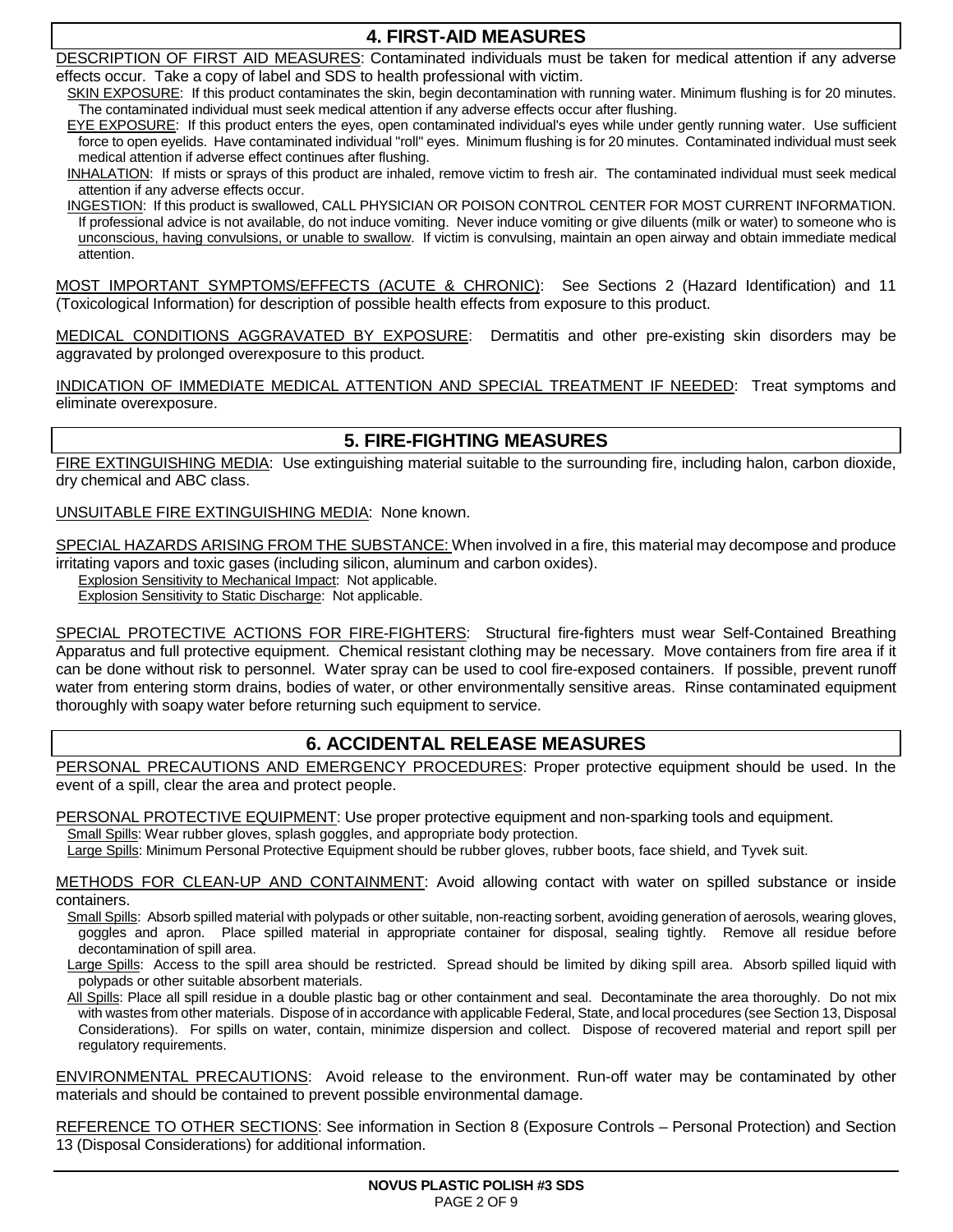## 4. FIRST-AID MEASURES

DESCRIPTION OF FIRST AID MEASURES: Contaminated individuals must be taken for medical attention if any adverse effects occur. Take a copy of label and SDS to health professional with victim.

SKIN EXPOSURE: If this product contaminates the skin, begin decontamination with running water. Minimum flushing is for 20 minutes. The contaminated individual must seek medical attention if any adverse effects occur after flushing.

EYE EXPOSURE: If this product enters the eyes, open contaminated individual's eyes while under gently running water. Use sufficient force to open eyelids. Have contaminated individual "roll" eyes. Minimum flushing is for 20 minutes. Contaminated individual must seek medical attention if adverse effect continues after flushing.

INHALATION: If mists or sprays of this product are inhaled, remove victim to fresh air. The contaminated individual must seek medical attention if any adverse effects occur.

INGESTION: If this product is swallowed, CALL PHYSICIAN OR POISON CONTROL CENTER FOR MOST CURRENT INFORMATION. If professional advice is not available, do not induce vomiting. Never induce vomiting or give diluents (milk or water) to someone who is unconscious, having convulsions, or unable to swallow. If victim is convulsing, maintain an open airway and obtain immediate medical attention.

MOST IMPORTANT SYMPTOMS/EFFECTS (ACUTE & CHRONIC): See Sections 2 (Hazard Identification) and 11 (Toxicological Information) for description of possible health effects from exposure to this product.

MEDICAL CONDITIONS AGGRAVATED BY EXPOSURE: Dermatitis and other pre-existing skin disorders may be aggravated by prolonged overexposure to this product.

INDICATION OF IMMEDIATE MEDICAL ATTENTION AND SPECIAL TREATMENT IF NEEDED: Treat symptoms and eliminate overexposure.

## 5. FIRE-FIGHTING MEASURES

FIRE EXTINGUISHING MEDIA: Use extinguishing material suitable to the surrounding fire, including halon, carbon dioxide, dry chemical and ABC class.

UNSUITABLE FIRE EXTINGUISHING MEDIA: None known.

SPECIAL HAZARDS ARISING FROM THE SUBSTANCE: When involved in a fire, this material may decompose and produce irritating vapors and toxic gases (including silicon, aluminum and carbon oxides).

Explosion Sensitivity to Mechanical Impact: Not applicable.
Explosion Sensitivity to Static Discharge: Not applicable.

SPECIAL PROTECTIVE ACTIONS FOR FIRE-FIGHTERS: Structural fire-fighters must wear Self-Contained Breathing Apparatus and full protective equipment. Chemical resistant clothing may be necessary. Move containers from fire area if it can be done without risk to personnel. Water spray can be used to cool fire-exposed containers. If possible, prevent runoff water from entering storm drains, bodies of water, or other environmentally sensitive areas. Rinse contaminated equipment thoroughly with soapy water before returning such equipment to service.

## 6. ACCIDENTAL RELEASE MEASURES

PERSONAL PRECAUTIONS AND EMERGENCY PROCEDURES: Proper protective equipment should be used. In the event of a spill, clear the area and protect people.

PERSONAL PROTECTIVE EQUIPMENT: Use proper protective equipment and non-sparking tools and equipment.

Small Spills: Wear rubber gloves, splash goggles, and appropriate body protection.
Large Spills: Minimum Personal Protective Equipment should be rubber gloves, rubber boots, face shield, and Tyvek suit.

METHODS FOR CLEAN-UP AND CONTAINMENT: Avoid allowing contact with water on spilled substance or inside containers.

Small Spills: Absorb spilled material with polypads or other suitable, non-reacting sorbent, avoiding generation of aerosols, wearing gloves, goggles and apron. Place spilled material in appropriate container for disposal, sealing tightly. Remove all residue before decontamination of spill area.

Large Spills: Access to the spill area should be restricted. Spread should be limited by diking spill area. Absorb spilled liquid with polypads or other suitable absorbent materials.

All Spills: Place all spill residue in a double plastic bag or other containment and seal. Decontaminate the area thoroughly. Do not mix with wastes from other materials. Dispose of in accordance with applicable Federal, State, and local procedures (see Section 13, Disposal Considerations). For spills on water, contain, minimize dispersion and collect. Dispose of recovered material and report spill per regulatory requirements.

ENVIRONMENTAL PRECAUTIONS: Avoid release to the environment. Run-off water may be contaminated by other materials and should be contained to prevent possible environmental damage.

REFERENCE TO OTHER SECTIONS: See information in Section 8 (Exposure Controls – Personal Protection) and Section 13 (Disposal Considerations) for additional information.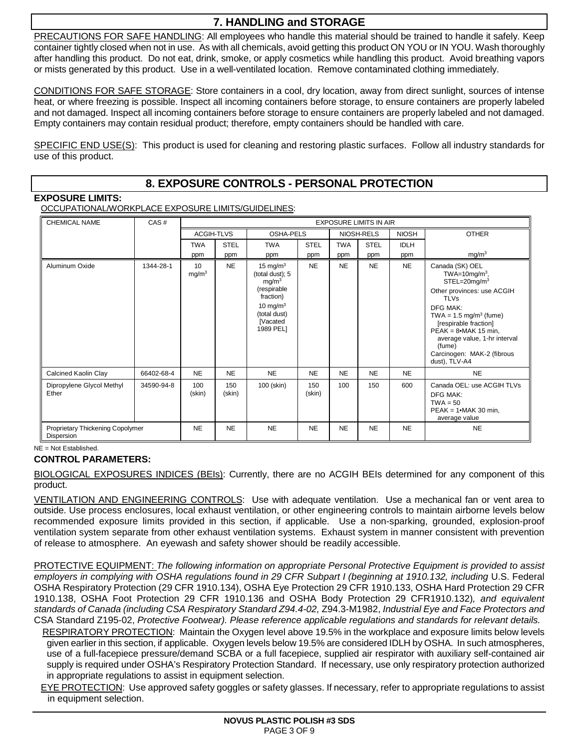## 7. HANDLING and STORAGE

PRECAUTIONS FOR SAFE HANDLING: All employees who handle this material should be trained to handle it safely. Keep container tightly closed when not in use. As with all chemicals, avoid getting this product ON YOU or IN YOU. Wash thoroughly after handling this product. Do not eat, drink, smoke, or apply cosmetics while handling this product. Avoid breathing vapors or mists generated by this product. Use in a well-ventilated location. Remove contaminated clothing immediately.

CONDITIONS FOR SAFE STORAGE: Store containers in a cool, dry location, away from direct sunlight, sources of intense heat, or where freezing is possible. Inspect all incoming containers before storage, to ensure containers are properly labeled and not damaged. Inspect all incoming containers before storage to ensure containers are properly labeled and not damaged. Empty containers may contain residual product; therefore, empty containers should be handled with care.

SPECIFIC END USE(S): This product is used for cleaning and restoring plastic surfaces. Follow all industry standards for use of this product.

## 8. EXPOSURE CONTROLS - PERSONAL PROTECTION

**EXPOSURE LIMITS:**

OCCUPATIONAL/WORKPLACE EXPOSURE LIMITS/GUIDELINES:

| CHEMICAL NAME | CAS # | EXPOSURE LIMITS IN AIR | | | | | | | |
|---|---|---|---|---|---|---|---|---|---|
| | | ACGIH-TLVS | | OSHA-PELS | | NIOSH-RELS | | NIOSH | OTHER |
| | | TWA ppm | STEL ppm | TWA ppm | STEL ppm | TWA ppm | STEL ppm | IDLH ppm | $mg/m^3$ |
| Aluminum Oxide | 1344-28-1 | 10 $mg/m^3$ | NE | 15 $mg/m^3$ (total dust); 5 $mg/m^3$ (respirable fraction) 10 $mg/m^3$ (total dust) [Vacated 1989 PEL] | NE | NE | NE | NE | Canada (SK) OEL TWA=10mg/$m^3$, STEL=20mg/$m^3$ Other provinces: use ACGIH TLVs DFG MAK: TWA = 1.5 mg/$m^3$ (fume) [respirable fraction] PEAK = 8•MAK 15 min, average value, 1-hr interval (fume) Carcinogen: MAK-2 (fibrous dust), TLV-A4 |
| Calcined Kaolin Clay | 66402-68-4 | NE | NE | NE | NE | NE | NE | NE | NE |
| Dipropylene Glycol Methyl Ether | 34590-94-8 | 100 (skin) | 150 (skin) | 100 (skin) | 150 (skin) | 100 | 150 | 600 | Canada OEL: use ACGIH TLVs DFG MAK: TWA = 50 PEAK = 1•MAK 30 min, average value |
| Proprietary Thickening Copolymer Dispersion | | NE | NE | NE | NE | NE | NE | NE | NE |

NE = Not Established.

**CONTROL PARAMETERS:**

BIOLOGICAL EXPOSURES INDICES (BEIs): Currently, there are no ACGIH BEIs determined for any component of this product.

VENTILATION AND ENGINEERING CONTROLS: Use with adequate ventilation. Use a mechanical fan or vent area to outside. Use process enclosures, local exhaust ventilation, or other engineering controls to maintain airborne levels below recommended exposure limits provided in this section, if applicable. Use a non-sparking, grounded, explosion-proof ventilation system separate from other exhaust ventilation systems. Exhaust system in manner consistent with prevention of release to atmosphere. An eyewash and safety shower should be readily accessible.

PROTECTIVE EQUIPMENT: *The following information on appropriate Personal Protective Equipment is provided to assist employers in complying with OSHA regulations found in 29 CFR Subpart I (beginning at 1910.132, including* U.S. Federal OSHA Respiratory Protection (29 CFR 1910.134), OSHA Eye Protection 29 CFR 1910.133, OSHA Hard Protection 29 CFR 1910.138, OSHA Foot Protection 29 CFR 1910.136 and OSHA Body Protection 29 CFR1910.132)*, and equivalent standards of Canada (including CSA Respiratory Standard Z94.4-02,* Z94.3-M1982, *Industrial Eye and Face Protectors and* CSA Standard Z195-02, *Protective Footwear). Please reference applicable regulations and standards for relevant details.*

RESPIRATORY PROTECTION: Maintain the Oxygen level above 19.5% in the workplace and exposure limits below levels given earlier in this section, if applicable. Oxygen levels below 19.5% are considered IDLH by OSHA. In such atmospheres, use of a full-facepiece pressure/demand SCBA or a full facepiece, supplied air respirator with auxiliary self-contained air supply is required under OSHA's Respiratory Protection Standard. If necessary, use only respiratory protection authorized in appropriate regulations to assist in equipment selection.

EYE PROTECTION: Use approved safety goggles or safety glasses. If necessary, refer to appropriate regulations to assist in equipment selection.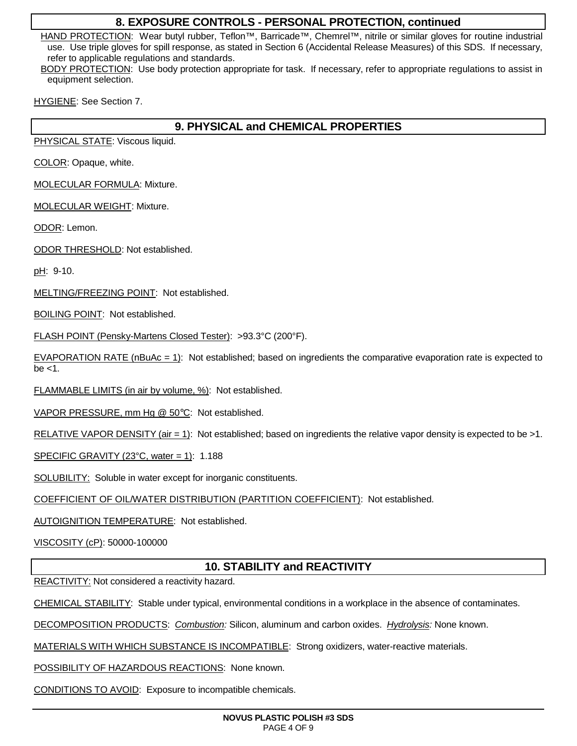## 8. EXPOSURE CONTROLS - PERSONAL PROTECTION, continued

HAND PROTECTION: Wear butyl rubber, Teflon™, Barricade™, Chemrel™, nitrile or similar gloves for routine industrial use. Use triple gloves for spill response, as stated in Section 6 (Accidental Release Measures) of this SDS. If necessary, refer to applicable regulations and standards.

BODY PROTECTION: Use body protection appropriate for task. If necessary, refer to appropriate regulations to assist in equipment selection.

HYGIENE: See Section 7.

## 9. PHYSICAL and CHEMICAL PROPERTIES

PHYSICAL STATE: Viscous liquid.

COLOR: Opaque, white.

MOLECULAR FORMULA: Mixture.

MOLECULAR WEIGHT: Mixture.

ODOR: Lemon.

ODOR THRESHOLD: Not established.

pH: 9-10.

MELTING/FREEZING POINT: Not established.

BOILING POINT: Not established.

FLASH POINT (Pensky-Martens Closed Tester): >93.3°C (200°F).

EVAPORATION RATE (nBuAc = 1): Not established; based on ingredients the comparative evaporation rate is expected to be <1.

FLAMMABLE LIMITS (in air by volume, %): Not established.

VAPOR PRESSURE, mm Hg @ 50°C: Not established.

RELATIVE VAPOR DENSITY (air = 1): Not established; based on ingredients the relative vapor density is expected to be >1.

SPECIFIC GRAVITY (23°C, water = 1): 1.188

SOLUBILITY: Soluble in water except for inorganic constituents.

COEFFICIENT OF OIL/WATER DISTRIBUTION (PARTITION COEFFICIENT): Not established.

AUTOIGNITION TEMPERATURE: Not established.

VISCOSITY (cP): 50000-100000

## 10. STABILITY and REACTIVITY

REACTIVITY: Not considered a reactivity hazard.

CHEMICAL STABILITY: Stable under typical, environmental conditions in a workplace in the absence of contaminates.

DECOMPOSITION PRODUCTS: *Combustion:* Silicon, aluminum and carbon oxides. *Hydrolysis:* None known.

MATERIALS WITH WHICH SUBSTANCE IS INCOMPATIBLE: Strong oxidizers, water-reactive materials.

POSSIBILITY OF HAZARDOUS REACTIONS: None known.

CONDITIONS TO AVOID: Exposure to incompatible chemicals.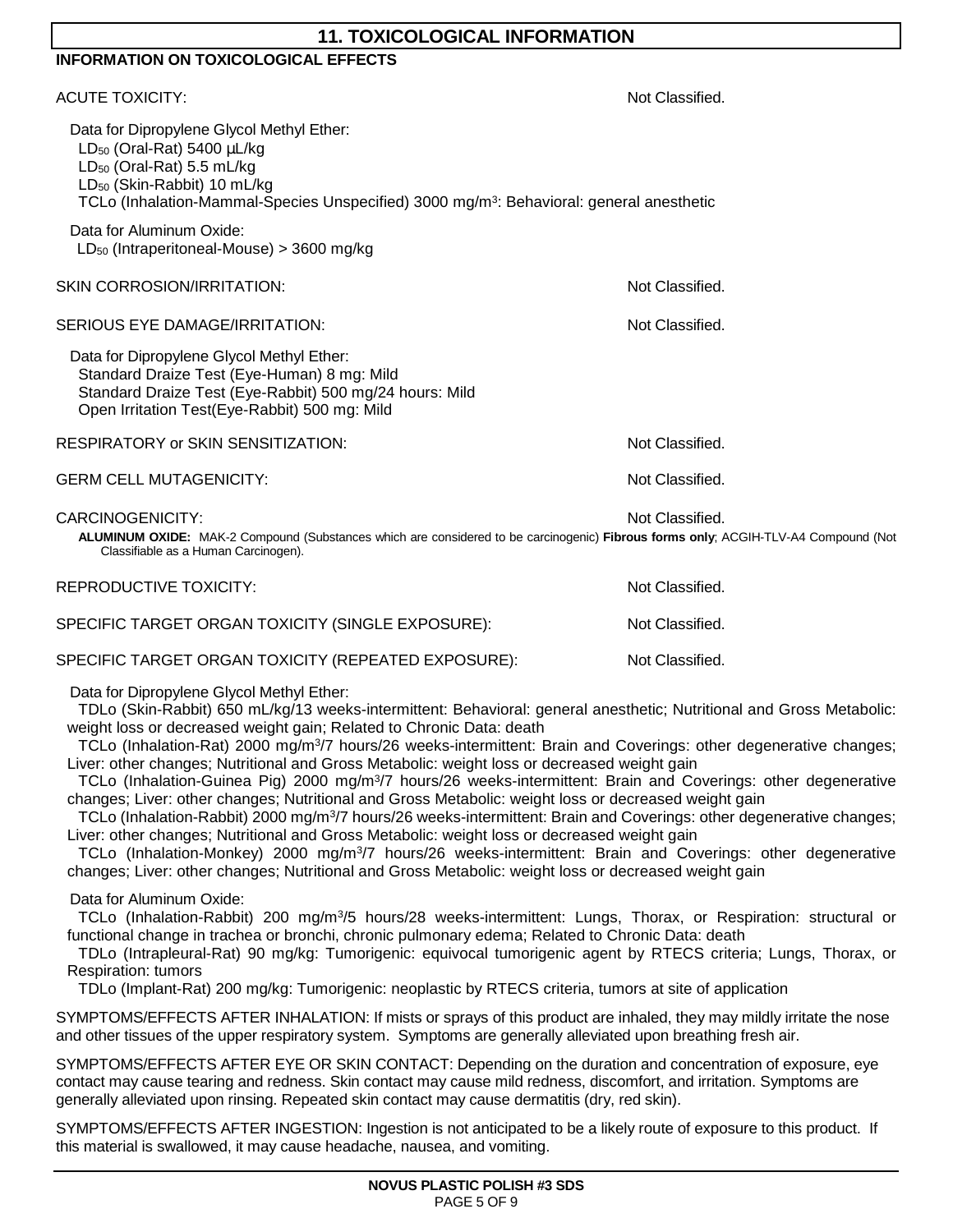## 11. TOXICOLOGICAL INFORMATION

**INFORMATION ON TOXICOLOGICAL EFFECTS**

ACUTE TOXICITY: Not Classified.

Data for Dipropylene Glycol Methyl Ether:
$LD_{50}$ (Oral-Rat) 5400 µL/kg
$LD_{50}$ (Oral-Rat) 5.5 mL/kg
$LD_{50}$ (Skin-Rabbit) 10 mL/kg
TCLo (Inhalation-Mammal-Species Unspecified) 3000 mg/m$^3$: Behavioral: general anesthetic

Data for Aluminum Oxide:
$LD_{50}$ (Intraperitoneal-Mouse) > 3600 mg/kg

SKIN CORROSION/IRRITATION: Not Classified.

SERIOUS EYE DAMAGE/IRRITATION: Not Classified.

Data for Dipropylene Glycol Methyl Ether:
Standard Draize Test (Eye-Human) 8 mg: Mild
Standard Draize Test (Eye-Rabbit) 500 mg/24 hours: Mild
Open Irritation Test(Eye-Rabbit) 500 mg: Mild

RESPIRATORY or SKIN SENSITIZATION: Not Classified.

GERM CELL MUTAGENICITY: Not Classified.

CARCINOGENICITY: Not Classified.

**ALUMINUM OXIDE:** MAK-2 Compound (Substances which are considered to be carcinogenic) **Fibrous forms only**; ACGIH-TLV-A4 Compound (Not Classifiable as a Human Carcinogen).

REPRODUCTIVE TOXICITY: Not Classified.

SPECIFIC TARGET ORGAN TOXICITY (SINGLE EXPOSURE): Not Classified.

SPECIFIC TARGET ORGAN TOXICITY (REPEATED EXPOSURE): Not Classified.

Data for Dipropylene Glycol Methyl Ether:
TDLo (Skin-Rabbit) 650 mL/kg/13 weeks-intermittent: Behavioral: general anesthetic; Nutritional and Gross Metabolic: weight loss or decreased weight gain; Related to Chronic Data: death
TCLo (Inhalation-Rat) 2000 mg/m$^3$/7 hours/26 weeks-intermittent: Brain and Coverings: other degenerative changes; Liver: other changes; Nutritional and Gross Metabolic: weight loss or decreased weight gain
TCLo (Inhalation-Guinea Pig) 2000 mg/m$^3$/7 hours/26 weeks-intermittent: Brain and Coverings: other degenerative changes; Liver: other changes; Nutritional and Gross Metabolic: weight loss or decreased weight gain
TCLo (Inhalation-Rabbit) 2000 mg/m$^3$/7 hours/26 weeks-intermittent: Brain and Coverings: other degenerative changes; Liver: other changes; Nutritional and Gross Metabolic: weight loss or decreased weight gain
TCLo (Inhalation-Monkey) 2000 mg/m$^3$/7 hours/26 weeks-intermittent: Brain and Coverings: other degenerative changes; Liver: other changes; Nutritional and Gross Metabolic: weight loss or decreased weight gain

Data for Aluminum Oxide:
TCLo (Inhalation-Rabbit) 200 mg/m$^3$/5 hours/28 weeks-intermittent: Lungs, Thorax, or Respiration: structural or functional change in trachea or bronchi, chronic pulmonary edema; Related to Chronic Data: death
TDLo (Intrapleural-Rat) 90 mg/kg: Tumorigenic: equivocal tumorigenic agent by RTECS criteria; Lungs, Thorax, or Respiration: tumors
TDLo (Implant-Rat) 200 mg/kg: Tumorigenic: neoplastic by RTECS criteria, tumors at site of application

SYMPTOMS/EFFECTS AFTER INHALATION: If mists or sprays of this product are inhaled, they may mildly irritate the nose and other tissues of the upper respiratory system. Symptoms are generally alleviated upon breathing fresh air.

SYMPTOMS/EFFECTS AFTER EYE OR SKIN CONTACT: Depending on the duration and concentration of exposure, eye contact may cause tearing and redness. Skin contact may cause mild redness, discomfort, and irritation. Symptoms are generally alleviated upon rinsing. Repeated skin contact may cause dermatitis (dry, red skin).

SYMPTOMS/EFFECTS AFTER INGESTION: Ingestion is not anticipated to be a likely route of exposure to this product. If this material is swallowed, it may cause headache, nausea, and vomiting.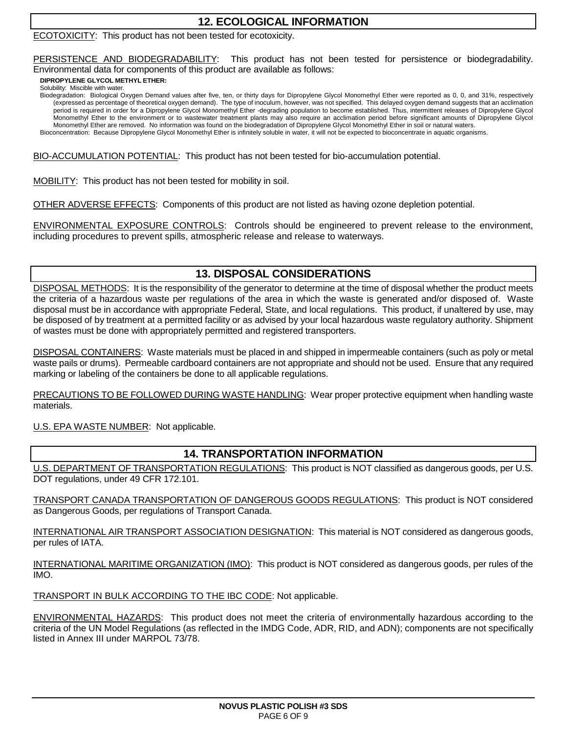## 12. ECOLOGICAL INFORMATION

ECOTOXICITY: This product has not been tested for ecotoxicity.

PERSISTENCE AND BIODEGRADABILITY: This product has not been tested for persistence or biodegradability. Environmental data for components of this product are available as follows:

**DIPROPYLENE GLYCOL METHYL ETHER:**

Solubility: Miscible with water.

Biodegradation: Biological Oxygen Demand values after five, ten, or thirty days for Dipropylene Glycol Monomethyl Ether were reported as 0, 0, and 31%, respectively (expressed as percentage of theoretical oxygen demand). The type of inoculum, however, was not specified. This delayed oxygen demand suggests that an acclimation period is required in order for a Dipropylene Glycol Monomethyl Ether -degrading population to become established. Thus, intermittent releases of Dipropylene Glycol Monomethyl Ether to the environment or to wastewater treatment plants may also require an acclimation period before significant amounts of Dipropylene Glycol Monomethyl Ether are removed. No information was found on the biodegradation of Dipropylene Glycol Monomethyl Ether in soil or natural waters.

Bioconcentration: Because Dipropylene Glycol Monomethyl Ether is infinitely soluble in water, it will not be expected to bioconcentrate in aquatic organisms.

BIO-ACCUMULATION POTENTIAL: This product has not been tested for bio-accumulation potential.

MOBILITY: This product has not been tested for mobility in soil.

OTHER ADVERSE EFFECTS: Components of this product are not listed as having ozone depletion potential.

ENVIRONMENTAL EXPOSURE CONTROLS: Controls should be engineered to prevent release to the environment, including procedures to prevent spills, atmospheric release and release to waterways.

## 13. DISPOSAL CONSIDERATIONS

DISPOSAL METHODS: It is the responsibility of the generator to determine at the time of disposal whether the product meets the criteria of a hazardous waste per regulations of the area in which the waste is generated and/or disposed of. Waste disposal must be in accordance with appropriate Federal, State, and local regulations. This product, if unaltered by use, may be disposed of by treatment at a permitted facility or as advised by your local hazardous waste regulatory authority. Shipment of wastes must be done with appropriately permitted and registered transporters.

DISPOSAL CONTAINERS: Waste materials must be placed in and shipped in impermeable containers (such as poly or metal waste pails or drums). Permeable cardboard containers are not appropriate and should not be used. Ensure that any required marking or labeling of the containers be done to all applicable regulations.

PRECAUTIONS TO BE FOLLOWED DURING WASTE HANDLING: Wear proper protective equipment when handling waste materials.

U.S. EPA WASTE NUMBER: Not applicable.

## 14. TRANSPORTATION INFORMATION

U.S. DEPARTMENT OF TRANSPORTATION REGULATIONS: This product is NOT classified as dangerous goods, per U.S. DOT regulations, under 49 CFR 172.101.

TRANSPORT CANADA TRANSPORTATION OF DANGEROUS GOODS REGULATIONS: This product is NOT considered as Dangerous Goods, per regulations of Transport Canada.

INTERNATIONAL AIR TRANSPORT ASSOCIATION DESIGNATION: This material is NOT considered as dangerous goods, per rules of IATA.

INTERNATIONAL MARITIME ORGANIZATION (IMO): This product is NOT considered as dangerous goods, per rules of the IMO.

TRANSPORT IN BULK ACCORDING TO THE IBC CODE: Not applicable.

ENVIRONMENTAL HAZARDS: This product does not meet the criteria of environmentally hazardous according to the criteria of the UN Model Regulations (as reflected in the IMDG Code, ADR, RID, and ADN); components are not specifically listed in Annex III under MARPOL 73/78.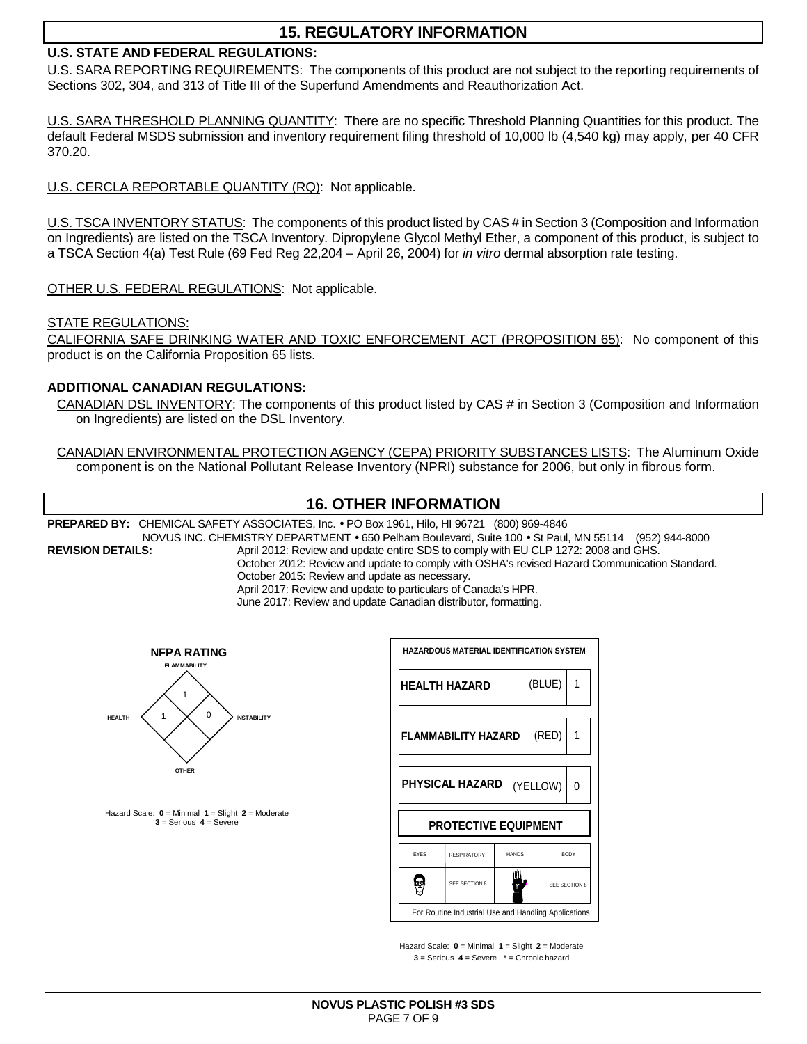## 15. REGULATORY INFORMATION

**U.S. STATE AND FEDERAL REGULATIONS:**

U.S. SARA REPORTING REQUIREMENTS: The components of this product are not subject to the reporting requirements of Sections 302, 304, and 313 of Title III of the Superfund Amendments and Reauthorization Act.

U.S. SARA THRESHOLD PLANNING QUANTITY: There are no specific Threshold Planning Quantities for this product. The default Federal MSDS submission and inventory requirement filing threshold of 10,000 lb (4,540 kg) may apply, per 40 CFR 370.20.

U.S. CERCLA REPORTABLE QUANTITY (RQ): Not applicable.

U.S. TSCA INVENTORY STATUS: The components of this product listed by CAS # in Section 3 (Composition and Information on Ingredients) are listed on the TSCA Inventory. Dipropylene Glycol Methyl Ether, a component of this product, is subject to a TSCA Section 4(a) Test Rule (69 Fed Reg 22,204 – April 26, 2004) for *in vitro* dermal absorption rate testing.

OTHER U.S. FEDERAL REGULATIONS: Not applicable.

STATE REGULATIONS:

CALIFORNIA SAFE DRINKING WATER AND TOXIC ENFORCEMENT ACT (PROPOSITION 65): No component of this product is on the California Proposition 65 lists.

**ADDITIONAL CANADIAN REGULATIONS:**

CANADIAN DSL INVENTORY: The components of this product listed by CAS # in Section 3 (Composition and Information on Ingredients) are listed on the DSL Inventory.

CANADIAN ENVIRONMENTAL PROTECTION AGENCY (CEPA) PRIORITY SUBSTANCES LISTS: The Aluminum Oxide component is on the National Pollutant Release Inventory (NPRI) substance for 2006, but only in fibrous form.

## 16. OTHER INFORMATION

**PREPARED BY:** CHEMICAL SAFETY ASSOCIATES, Inc. • PO Box 1961, Hilo, HI 96721 (800) 969-4846
NOVUS INC. CHEMISTRY DEPARTMENT • 650 Pelham Boulevard, Suite 100 • St Paul, MN 55114 (952) 944-8000

**REVISION DETAILS:**
April 2012: Review and update entire SDS to comply with EU CLP 1272: 2008 and GHS.
October 2012: Review and update to comply with OSHA's revised Hazard Communication Standard.
October 2015: Review and update as necessary.
April 2017: Review and update to particulars of Canada's HPR.
June 2017: Review and update Canadian distributor, formatting.

**NFPA RATING**

| Category | Rating |
|---|---|
| FLAMMABILITY | 1 |
| HEALTH | 1 |
| INSTABILITY | 0 |
| OTHER | |

Hazard Scale: **0** = Minimal **1** = Slight **2** = Moderate **3** = Serious **4** = Severe

**HAZARDOUS MATERIAL IDENTIFICATION SYSTEM**

| Hazard | Color | Rating |
|---|---|---|
| HEALTH HAZARD | (BLUE) | 1 |
| FLAMMABILITY HAZARD | (RED) | 1 |
| PHYSICAL HAZARD | (YELLOW) | 0 |

**PROTECTIVE EQUIPMENT**

| EYES | RESPIRATORY | HANDS | BODY |
|---|---|---|---|
| | SEE SECTION 8 | | SEE SECTION 8 |

For Routine Industrial Use and Handling Applications

Hazard Scale: **0** = Minimal **1** = Slight **2** = Moderate **3** = Serious **4** = Severe * = Chronic hazard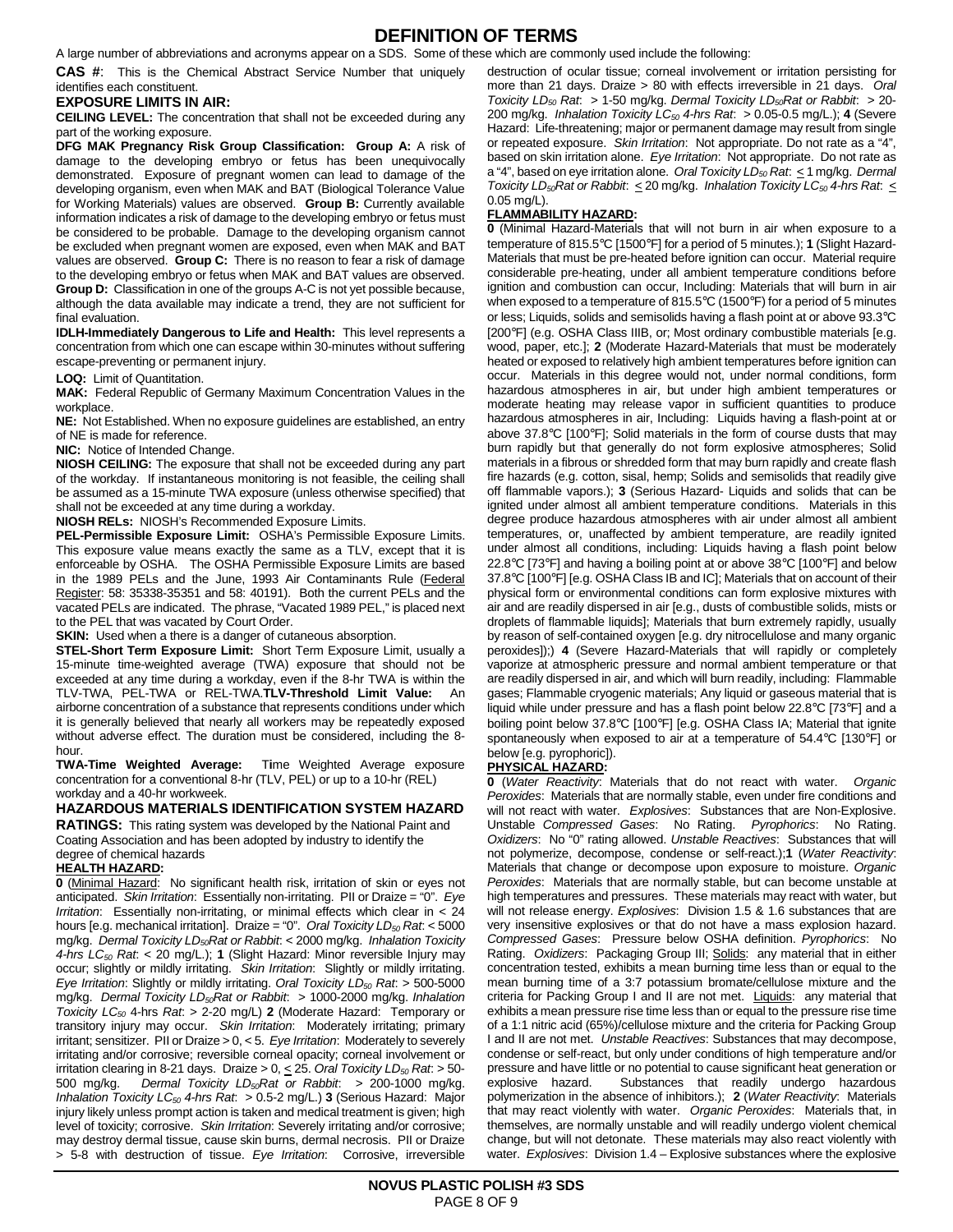# DEFINITION OF TERMS

A large number of abbreviations and acronyms appear on a SDS. Some of these which are commonly used include the following:

**CAS #**: This is the Chemical Abstract Service Number that uniquely identifies each constituent.

### EXPOSURE LIMITS IN AIR:

**CEILING LEVEL:** The concentration that shall not be exceeded during any part of the working exposure.

**DFG MAK Pregnancy Risk Group Classification: Group A:** A risk of damage to the developing embryo or fetus has been unequivocally demonstrated. Exposure of pregnant women can lead to damage of the developing organism, even when MAK and BAT (Biological Tolerance Value for Working Materials) values are observed. **Group B:** Currently available information indicates a risk of damage to the developing embryo or fetus must be considered to be probable. Damage to the developing organism cannot be excluded when pregnant women are exposed, even when MAK and BAT values are observed. **Group C:** There is no reason to fear a risk of damage to the developing embryo or fetus when MAK and BAT values are observed. **Group D:** Classification in one of the groups A-C is not yet possible because, although the data available may indicate a trend, they are not sufficient for final evaluation.

**IDLH-Immediately Dangerous to Life and Health:** This level represents a concentration from which one can escape within 30-minutes without suffering escape-preventing or permanent injury.

**LOQ:** Limit of Quantitation.

**MAK:** Federal Republic of Germany Maximum Concentration Values in the workplace.

**NE:** Not Established. When no exposure guidelines are established, an entry of NE is made for reference.

**NIC:** Notice of Intended Change.

**NIOSH CEILING:** The exposure that shall not be exceeded during any part of the workday. If instantaneous monitoring is not feasible, the ceiling shall be assumed as a 15-minute TWA exposure (unless otherwise specified) that shall not be exceeded at any time during a workday.

**NIOSH RELs:** NIOSH's Recommended Exposure Limits.

**PEL-Permissible Exposure Limit:** OSHA's Permissible Exposure Limits. This exposure value means exactly the same as a TLV, except that it is enforceable by OSHA. The OSHA Permissible Exposure Limits are based in the 1989 PELs and the June, 1993 Air Contaminants Rule (Federal Register: 58: 35338-35351 and 58: 40191). Both the current PELs and the vacated PELs are indicated. The phrase, "Vacated 1989 PEL," is placed next to the PEL that was vacated by Court Order.

**SKIN:** Used when a there is a danger of cutaneous absorption.

**STEL-Short Term Exposure Limit:** Short Term Exposure Limit, usually a 15-minute time-weighted average (TWA) exposure that should not be exceeded at any time during a workday, even if the 8-hr TWA is within the TLV-TWA, PEL-TWA or REL-TWA.**TLV-Threshold Limit Value:** An airborne concentration of a substance that represents conditions under which it is generally believed that nearly all workers may be repeatedly exposed without adverse effect. The duration must be considered, including the 8-hour.

**TWA-Time Weighted Average:** Time Weighted Average exposure concentration for a conventional 8-hr (TLV, PEL) or up to a 10-hr (REL) workday and a 40-hr workweek.

### HAZARDOUS MATERIALS IDENTIFICATION SYSTEM HAZARD RATINGS:

This rating system was developed by the National Paint and Coating Association and has been adopted by industry to identify the degree of chemical hazards

**HEALTH HAZARD:**

**0** (Minimal Hazard: No significant health risk, irritation of skin or eyes not anticipated. *Skin Irritation*: Essentially non-irritating. PII or Draize = "0". *Eye Irritation*: Essentially non-irritating, or minimal effects which clear in < 24 hours [e.g. mechanical irritation]. Draize = "0". *Oral Toxicity $LD_{50}$ Rat*: < 5000 mg/kg. *Dermal Toxicity $LD_{50}$Rat or Rabbit*: < 2000 mg/kg. *Inhalation Toxicity 4-hrs $LC_{50}$ Rat*: < 20 mg/L.); **1** (Slight Hazard: Minor reversible Injury may occur; slightly or mildly irritating. *Skin Irritation*: Slightly or mildly irritating. *Eye Irritation*: Slightly or mildly irritating. *Oral Toxicity $LD_{50}$ Rat*: > 500-5000 mg/kg. *Dermal Toxicity $LD_{50}$Rat or Rabbit*: > 1000-2000 mg/kg. *Inhalation Toxicity $LC_{50}$* 4-hrs *Rat*: > 2-20 mg/L) **2** (Moderate Hazard: Temporary or transitory injury may occur. *Skin Irritation*: Moderately irritating; primary irritant; sensitizer. PII or Draize > 0, < 5. *Eye Irritation*: Moderately to severely irritating and/or corrosive; reversible corneal opacity; corneal involvement or irritation clearing in 8-21 days. Draize > 0, < 25. *Oral Toxicity $LD_{50}$ Rat*: > 50-500 mg/kg. *Dermal Toxicity $LD_{50}$Rat or Rabbit*: > 200-1000 mg/kg. *Inhalation Toxicity $LC_{50}$ 4-hrs Rat*: > 0.5-2 mg/L.) **3** (Serious Hazard: Major injury likely unless prompt action is taken and medical treatment is given; high level of toxicity; corrosive. *Skin Irritation*: Severely irritating and/or corrosive; may destroy dermal tissue, cause skin burns, dermal necrosis. PII or Draize > 5-8 with destruction of tissue. *Eye Irritation*: Corrosive, irreversible destruction of ocular tissue; corneal involvement or irritation persisting for more than 21 days. Draize > 80 with effects irreversible in 21 days. *Oral Toxicity $LD_{50}$ Rat*: > 1-50 mg/kg. *Dermal Toxicity $LD_{50}$Rat or Rabbit*: > 20-200 mg/kg. *Inhalation Toxicity $LC_{50}$ 4-hrs Rat*: > 0.05-0.5 mg/L.); **4** (Severe Hazard: Life-threatening; major or permanent damage may result from single or repeated exposure. *Skin Irritation*: Not appropriate. Do not rate as a "4", based on skin irritation alone. *Eye Irritation*: Not appropriate. Do not rate as a "4", based on eye irritation alone. *Oral Toxicity $LD_{50}$ Rat*: < 1 mg/kg. *Dermal Toxicity $LD_{50}$Rat or Rabbit*: < 20 mg/kg. *Inhalation Toxicity $LC_{50}$ 4-hrs Rat*: < 0.05 mg/L).

**FLAMMABILITY HAZARD:**

**0** (Minimal Hazard-Materials that will not burn in air when exposure to a temperature of 815.5℃ [1500℉] for a period of 5 minutes.); **1** (Slight Hazard-Materials that must be pre-heated before ignition can occur. Material require considerable pre-heating, under all ambient temperature conditions before ignition and combustion can occur, Including: Materials that will burn in air when exposed to a temperature of 815.5℃ (1500℉) for a period of 5 minutes or less; Liquids, solids and semisolids having a flash point at or above 93.3℃ [200℉] (e.g. OSHA Class IIIB, or; Most ordinary combustible materials [e.g. wood, paper, etc.]; **2** (Moderate Hazard-Materials that must be moderately heated or exposed to relatively high ambient temperatures before ignition can occur. Materials in this degree would not, under normal conditions, form hazardous atmospheres in air, but under high ambient temperatures or moderate heating may release vapor in sufficient quantities to produce hazardous atmospheres in air, Including: Liquids having a flash-point at or above 37.8℃ [100℉]; Solid materials in the form of course dusts that may burn rapidly but that generally do not form explosive atmospheres; Solid materials in a fibrous or shredded form that may burn rapidly and create flash fire hazards (e.g. cotton, sisal, hemp; Solids and semisolids that readily give off flammable vapors.); **3** (Serious Hazard- Liquids and solids that can be ignited under almost all ambient temperature conditions. Materials in this degree produce hazardous atmospheres with air under almost all ambient temperatures, or, unaffected by ambient temperature, are readily ignited under almost all conditions, including: Liquids having a flash point below 22.8℃ [73℉] and having a boiling point at or above 38℃ [100℉] and below 37.8℃ [100℉] [e.g. OSHA Class IB and IC]; Materials that on account of their physical form or environmental conditions can form explosive mixtures with air and are readily dispersed in air [e.g., dusts of combustible solids, mists or droplets of flammable liquids]; Materials that burn extremely rapidly, usually by reason of self-contained oxygen [e.g. dry nitrocellulose and many organic peroxides]);) **4** (Severe Hazard-Materials that will rapidly or completely vaporize at atmospheric pressure and normal ambient temperature or that are readily dispersed in air, and which will burn readily, including: Flammable gases; Flammable cryogenic materials; Any liquid or gaseous material that is liquid while under pressure and has a flash point below 22.8℃ [73℉] and a boiling point below 37.8℃ [100℉] [e.g. OSHA Class IA; Material that ignite spontaneously when exposed to air at a temperature of 54.4℃ [130℉] or below [e.g. pyrophoric]).

**PHYSICAL HAZARD:**

**0** (*Water Reactivity*: Materials that do not react with water. *Organic Peroxides*: Materials that are normally stable, even under fire conditions and will not react with water. *Explosives*: Substances that are Non-Explosive. Unstable *Compressed Gases*: No Rating. *Pyrophorics*: No Rating. *Oxidizers*: No "0" rating allowed. *Unstable Reactives*: Substances that will not polymerize, decompose, condense or self-react.);**1** (*Water Reactivity*: Materials that change or decompose upon exposure to moisture. *Organic Peroxides*: Materials that are normally stable, but can become unstable at high temperatures and pressures. These materials may react with water, but will not release energy. *Explosives*: Division 1.5 & 1.6 substances that are very insensitive explosives or that do not have a mass explosion hazard. *Compressed Gases*: Pressure below OSHA definition. *Pyrophorics*: No Rating. *Oxidizers*: Packaging Group III; Solids: any material that in either concentration tested, exhibits a mean burning time less than or equal to the mean burning time of a 3:7 potassium bromate/cellulose mixture and the criteria for Packing Group I and II are not met. Liquids: any material that exhibits a mean pressure rise time less than or equal to the pressure rise time of a 1:1 nitric acid (65%)/cellulose mixture and the criteria for Packing Group I and II are not met. *Unstable Reactives*: Substances that may decompose, condense or self-react, but only under conditions of high temperature and/or pressure and have little or no potential to cause significant heat generation or explosive hazard. Substances that readily undergo hazardous polymerization in the absence of inhibitors.); **2** (*Water Reactivity*: Materials that may react violently with water. *Organic Peroxides*: Materials that, in themselves, are normally unstable and will readily undergo violent chemical change, but will not detonate. These materials may also react violently with water. *Explosives*: Division 1.4 – Explosive substances where the explosive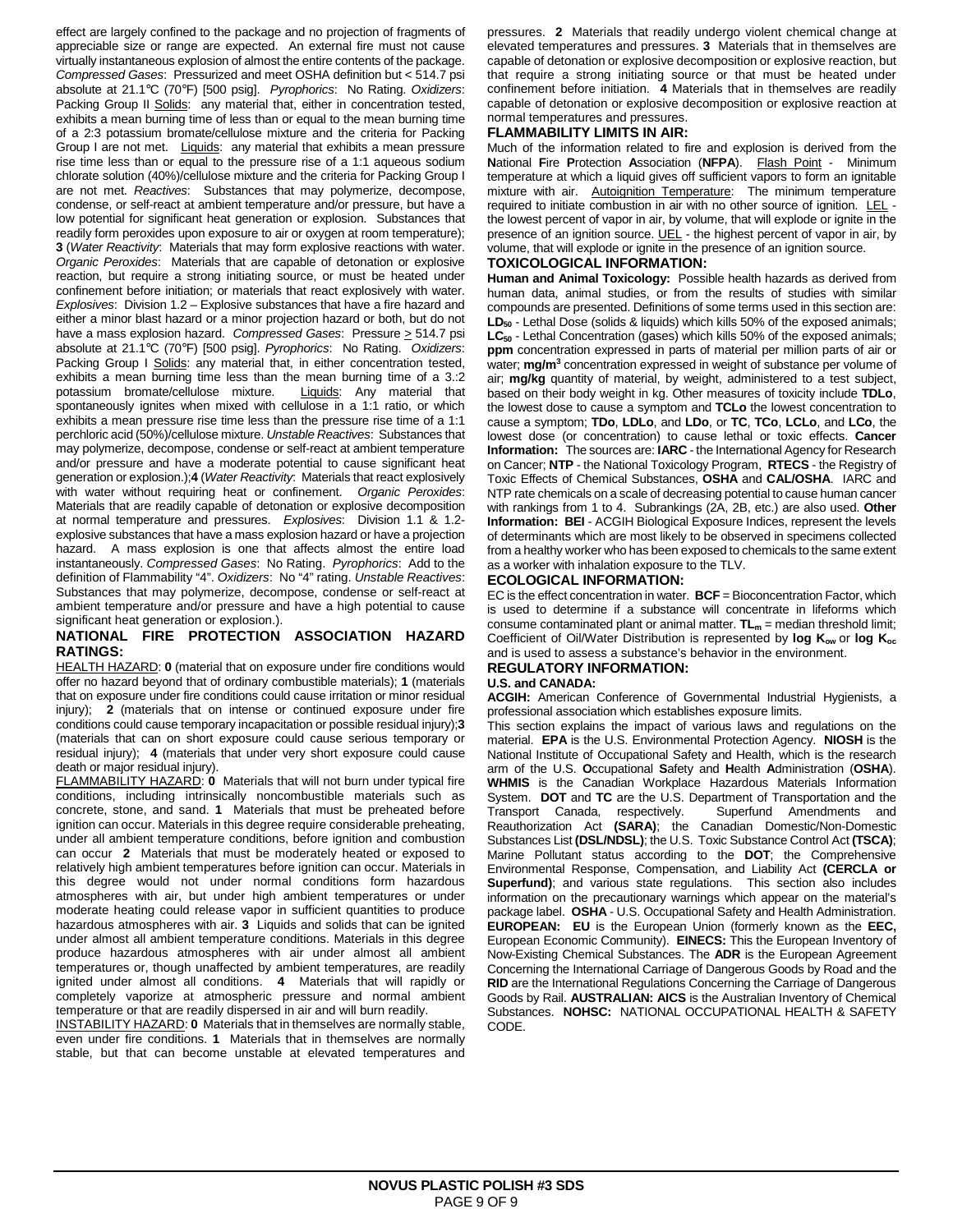effect are largely confined to the package and no projection of fragments of appreciable size or range are expected. An external fire must not cause virtually instantaneous explosion of almost the entire contents of the package. *Compressed Gases*: Pressurized and meet OSHA definition but < 514.7 psi absolute at 21.1°C (70°F) [500 psig]. *Pyrophorics*: No Rating. *Oxidizers*: Packing Group II Solids: any material that, either in concentration tested, exhibits a mean burning time of less than or equal to the mean burning time of a 2:3 potassium bromate/cellulose mixture and the criteria for Packing Group I are not met. Liquids: any material that exhibits a mean pressure rise time less than or equal to the pressure rise of a 1:1 aqueous sodium chlorate solution (40%)/cellulose mixture and the criteria for Packing Group I are not met. *Reactives*: Substances that may polymerize, decompose, condense, or self-react at ambient temperature and/or pressure, but have a low potential for significant heat generation or explosion. Substances that readily form peroxides upon exposure to air or oxygen at room temperature); **3** (*Water Reactivity*: Materials that may form explosive reactions with water. *Organic Peroxides*: Materials that are capable of detonation or explosive reaction, but require a strong initiating source, or must be heated under confinement before initiation; or materials that react explosively with water. *Explosives*: Division 1.2 – Explosive substances that have a fire hazard and either a minor blast hazard or a minor projection hazard or both, but do not have a mass explosion hazard. *Compressed Gases*: Pressure ≥ 514.7 psi absolute at 21.1°C (70°F) [500 psig]. *Pyrophorics*: No Rating. *Oxidizers*: Packing Group I Solids: any material that, in either concentration tested, exhibits a mean burning time less than the mean burning time of a 3.:2 potassium bromate/cellulose mixture. Liquids: Any material that spontaneously ignites when mixed with cellulose in a 1:1 ratio, or which exhibits a mean pressure rise time less than the pressure rise time of a 1:1 perchloric acid (50%)/cellulose mixture. *Unstable Reactives*: Substances that may polymerize, decompose, condense or self-react at ambient temperature and/or pressure and have a moderate potential to cause significant heat generation or explosion.);**4** (*Water Reactivity*: Materials that react explosively with water without requiring heat or confinement. *Organic Peroxides*: Materials that are readily capable of detonation or explosive decomposition at normal temperature and pressures. *Explosives*: Division 1.1 & 1.2-explosive substances that have a mass explosion hazard or have a projection hazard. A mass explosion is one that affects almost the entire load instantaneously. *Compressed Gases*: No Rating. *Pyrophorics*: Add to the definition of Flammability "4". *Oxidizers*: No "4" rating. *Unstable Reactives*: Substances that may polymerize, decompose, condense or self-react at ambient temperature and/or pressure and have a high potential to cause significant heat generation or explosion.).

## NATIONAL FIRE PROTECTION ASSOCIATION HAZARD RATINGS:

HEALTH HAZARD: **0** (material that on exposure under fire conditions would offer no hazard beyond that of ordinary combustible materials); **1** (materials that on exposure under fire conditions could cause irritation or minor residual injury); **2** (materials that on intense or continued exposure under fire conditions could cause temporary incapacitation or possible residual injury);**3** (materials that can on short exposure could cause serious temporary or residual injury); **4** (materials that under very short exposure could cause death or major residual injury).

FLAMMABILITY HAZARD: **0** Materials that will not burn under typical fire conditions, including intrinsically noncombustible materials such as concrete, stone, and sand. **1** Materials that must be preheated before ignition can occur. Materials in this degree require considerable preheating, under all ambient temperature conditions, before ignition and combustion can occur **2** Materials that must be moderately heated or exposed to relatively high ambient temperatures before ignition can occur. Materials in this degree would not under normal conditions form hazardous atmospheres with air, but under high ambient temperatures or under moderate heating could release vapor in sufficient quantities to produce hazardous atmospheres with air. **3** Liquids and solids that can be ignited under almost all ambient temperature conditions. Materials in this degree produce hazardous atmospheres with air under almost all ambient temperatures or, though unaffected by ambient temperatures, are readily ignited under almost all conditions. **4** Materials that will rapidly or completely vaporize at atmospheric pressure and normal ambient temperature or that are readily dispersed in air and will burn readily.

INSTABILITY HAZARD: **0** Materials that in themselves are normally stable, even under fire conditions. **1** Materials that in themselves are normally stable, but that can become unstable at elevated temperatures and pressures. **2** Materials that readily undergo violent chemical change at elevated temperatures and pressures. **3** Materials that in themselves are capable of detonation or explosive decomposition or explosive reaction, but that require a strong initiating source or that must be heated under confinement before initiation. **4** Materials that in themselves are readily capable of detonation or explosive decomposition or explosive reaction at normal temperatures and pressures.

## FLAMMABILITY LIMITS IN AIR:

Much of the information related to fire and explosion is derived from the **N**ational **F**ire **P**rotection **A**ssociation (**NFPA**). Flash Point - Minimum temperature at which a liquid gives off sufficient vapors to form an ignitable mixture with air. Autoignition Temperature: The minimum temperature required to initiate combustion in air with no other source of ignition. LEL - the lowest percent of vapor in air, by volume, that will explode or ignite in the presence of an ignition source. UEL - the highest percent of vapor in air, by volume, that will explode or ignite in the presence of an ignition source.

## TOXICOLOGICAL INFORMATION:

**Human and Animal Toxicology:** Possible health hazards as derived from human data, animal studies, or from the results of studies with similar compounds are presented. Definitions of some terms used in this section are: **$LD_{50}$** - Lethal Dose (solids & liquids) which kills 50% of the exposed animals; **$LC_{50}$** - Lethal Concentration (gases) which kills 50% of the exposed animals; **ppm** concentration expressed in parts of material per million parts of air or water; **$mg/m^3$** concentration expressed in weight of substance per volume of air; **mg/kg** quantity of material, by weight, administered to a test subject, based on their body weight in kg. Other measures of toxicity include **TDLo**, the lowest dose to cause a symptom and **TCLo** the lowest concentration to cause a symptom; **TDo**, **LDLo**, and **LDo**, or **TC**, **TCo**, **LCLo**, and **LCo**, the lowest dose (or concentration) to cause lethal or toxic effects. **Cancer Information:** The sources are: **IARC** - the International Agency for Research on Cancer; **NTP** - the National Toxicology Program, **RTECS** - the Registry of Toxic Effects of Chemical Substances, **OSHA** and **CAL/OSHA**. IARC and NTP rate chemicals on a scale of decreasing potential to cause human cancer with rankings from 1 to 4. Subrankings (2A, 2B, etc.) are also used. **Other Information: BEI** - ACGIH Biological Exposure Indices, represent the levels of determinants which are most likely to be observed in specimens collected from a healthy worker who has been exposed to chemicals to the same extent as a worker with inhalation exposure to the TLV.

## ECOLOGICAL INFORMATION:

EC is the effect concentration in water. **BCF** = Bioconcentration Factor, which is used to determine if a substance will concentrate in lifeforms which consume contaminated plant or animal matter. **$TL_m$** = median threshold limit; Coefficient of Oil/Water Distribution is represented by **log $K_{ow}$** or **log $K_{oc}$** and is used to assess a substance's behavior in the environment.

## REGULATORY INFORMATION:

### U.S. and CANADA:

**ACGIH:** American Conference of Governmental Industrial Hygienists, a professional association which establishes exposure limits.

This section explains the impact of various laws and regulations on the material. **EPA** is the U.S. Environmental Protection Agency. **NIOSH** is the National Institute of Occupational Safety and Health, which is the research arm of the U.S. **O**ccupational **S**afety and **H**ealth **A**dministration (**OSHA**). **WHMIS** is the Canadian Workplace Hazardous Materials Information System. **DOT** and **TC** are the U.S. Department of Transportation and the Transport Canada, respectively. Superfund Amendments and Reauthorization Act **(SARA)**; the Canadian Domestic/Non-Domestic Substances List **(DSL/NDSL)**; the U.S. Toxic Substance Control Act **(TSCA)**; Marine Pollutant status according to the **DOT**; the Comprehensive Environmental Response, Compensation, and Liability Act **(CERCLA or Superfund)**; and various state regulations. This section also includes information on the precautionary warnings which appear on the material's package label. **OSHA** - U.S. Occupational Safety and Health Administration. **EUROPEAN: EU** is the European Union (formerly known as the **EEC,** European Economic Community). **EINECS:** This the European Inventory of Now-Existing Chemical Substances. The **ADR** is the European Agreement Concerning the International Carriage of Dangerous Goods by Road and the **RID** are the International Regulations Concerning the Carriage of Dangerous Goods by Rail. **AUSTRALIAN: AICS** is the Australian Inventory of Chemical Substances. **NOHSC:** NATIONAL OCCUPATIONAL HEALTH & SAFETY CODE.